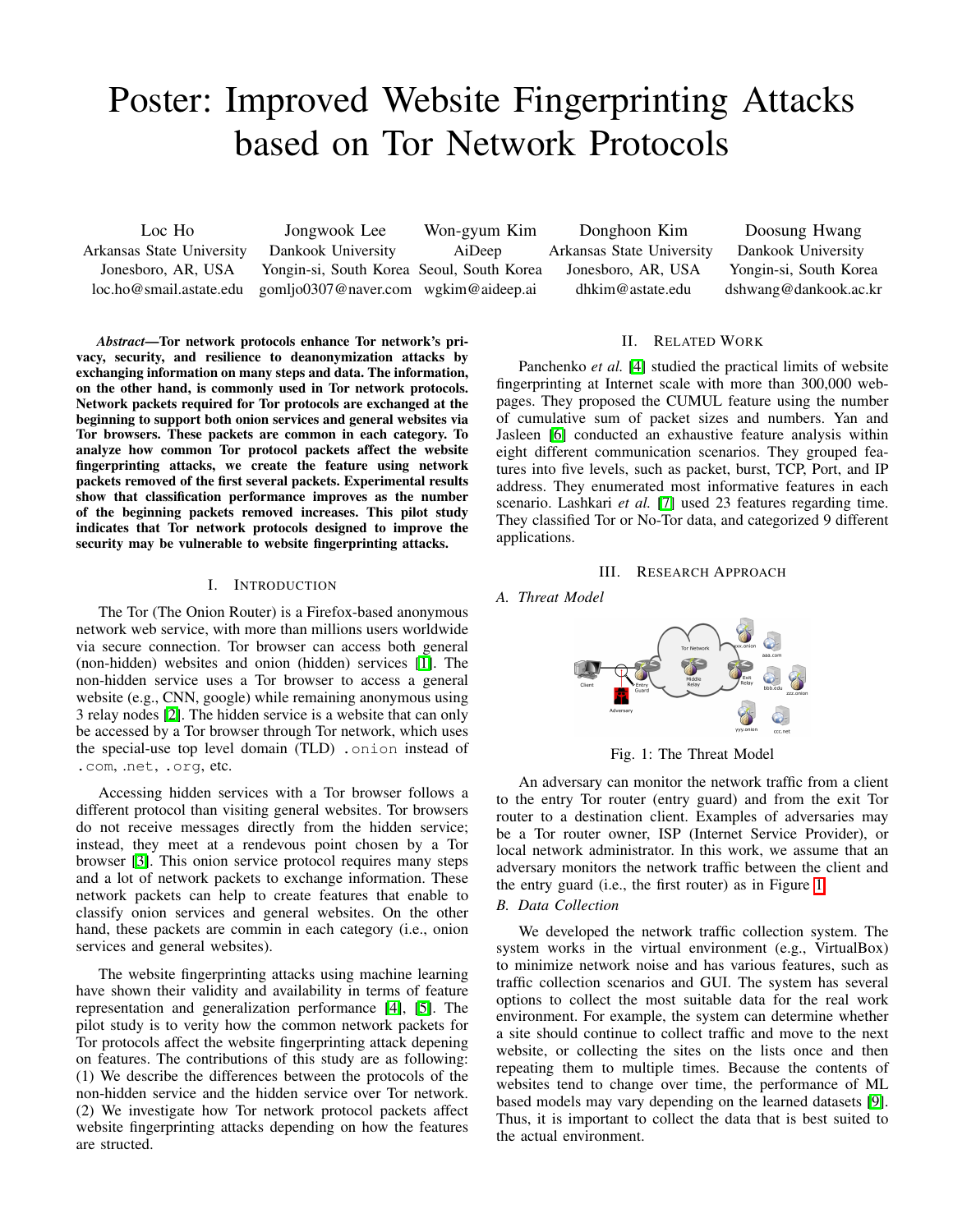# Poster: Improved Website Fingerprinting Attacks based on Tor Network Protocols

Loc Ho
Arkansas State University
Jonesboro, AR, USA
loc.ho@smail.astate.edu

Jongwook Lee
Dankook University
Yongin-si, South Korea
gomljo0307@naver.com

Won-gyum Kim
AiDeep
Seoul, South Korea
wgkim@aideep.ai

Donghoon Kim
Arkansas State University
Jonesboro, AR, USA
dhkim@astate.edu

Doosung Hwang
Dankook University
Yongin-si, South Korea
dshwang@dankook.ac.kr

***Abstract*—Tor network protocols enhance Tor network's privacy, security, and resilience to deanonymization attacks by exchanging information on many steps and data. The information, on the other hand, is commonly used in Tor network protocols. Network packets required for Tor protocols are exchanged at the beginning to support both onion services and general websites via Tor browsers. These packets are common in each category. To analyze how common Tor protocol packets affect the website fingerprinting attacks, we create the feature using network packets removed of the first several packets. Experimental results show that classification performance improves as the number of the beginning packets removed increases. This pilot study indicates that Tor network protocols designed to improve the security may be vulnerable to website fingerprinting attacks.**

## I. Introduction

The Tor (The Onion Router) is a Firefox-based anonymous network web service, with more than millions users worldwide via secure connection. Tor browser can access both general (non-hidden) websites and onion (hidden) services [1]. The non-hidden service uses a Tor browser to access a general website (e.g., CNN, google) while remaining anonymous using 3 relay nodes [2]. The hidden service is a website that can only be accessed by a Tor browser through Tor network, which uses the special-use top level domain (TLD) `.onion` instead of `.com`, `.net`, `.org`, etc.

Accessing hidden services with a Tor browser follows a different protocol than visiting general websites. Tor browsers do not receive messages directly from the hidden service; instead, they meet at a rendevous point chosen by a Tor browser [3]. This onion service protocol requires many steps and a lot of network packets to exchange information. These network packets can help to create features that enable to classify onion services and general websites. On the other hand, these packets are commin in each category (i.e., onion services and general websites).

The website fingerprinting attacks using machine learning have shown their validity and availability in terms of feature representation and generalization performance [4], [5]. The pilot study is to verity how the common network packets for Tor protocols affect the website fingerprinting attack depening on features. The contributions of this study are as following: (1) We describe the differences between the protocols of the non-hidden service and the hidden service over Tor network. (2) We investigate how Tor network protocol packets affect website fingerprinting attacks depending on how the features are structed.

## II. Related Work

Panchenko *et al.* [4] studied the practical limits of website fingerprinting at Internet scale with more than 300,000 webpages. They proposed the CUMUL feature using the number of cumulative sum of packet sizes and numbers. Yan and Jasleen [6] conducted an exhaustive feature analysis within eight different communication scenarios. They grouped features into five levels, such as packet, burst, TCP, Port, and IP address. They enumerated most informative features in each scenario. Lashkari *et al.* [7] used 23 features regarding time. They classified Tor or No-Tor data, and categorized 9 different applications.

## III. Research Approach

### *A. Threat Model*

Fig. 1: The Threat Model

An adversary can monitor the network traffic from a client to the entry Tor router (entry guard) and from the exit Tor router to a destination client. Examples of adversaries may be a Tor router owner, ISP (Internet Service Provider), or local network administrator. In this work, we assume that an adversary monitors the network traffic between the client and the entry guard (i.e., the first router) as in Figure 1.

### *B. Data Collection*

We developed the network traffic collection system. The system works in the virtual environment (e.g., VirtualBox) to minimize network noise and has various features, such as traffic collection scenarios and GUI. The system has several options to collect the most suitable data for the real work environment. For example, the system can determine whether a site should continue to collect traffic and move to the next website, or collecting the sites on the lists once and then repeating them to multiple times. Because the contents of websites tend to change over time, the performance of ML based models may vary depending on the learned datasets [9]. Thus, it is important to collect the data that is best suited to the actual environment.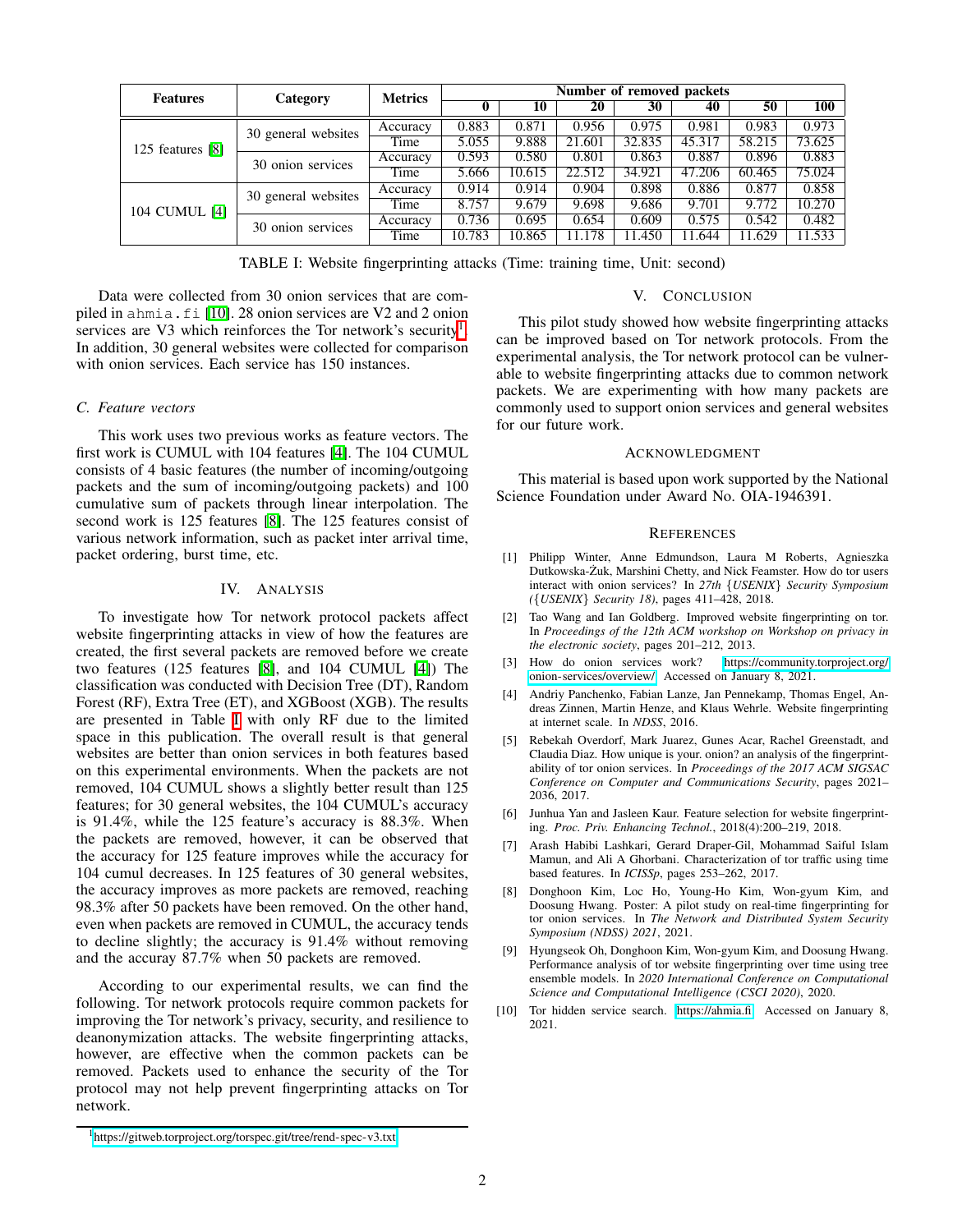| Features | Category | Metrics | Number of removed packets | | | | | | |
|---|---|---|---|---|---|---|---|---|---|
| | | | 0 | 10 | 20 | 30 | 40 | 50 | 100 |
| 125 features [8] | 30 general websites | Accuracy | 0.883 | 0.871 | 0.956 | 0.975 | 0.981 | 0.983 | 0.973 |
| | | Time | 5.055 | 9.888 | 21.601 | 32.835 | 45.317 | 58.215 | 73.625 |
| | 30 onion services | Accuracy | 0.593 | 0.580 | 0.801 | 0.863 | 0.887 | 0.896 | 0.883 |
| | | Time | 5.666 | 10.615 | 22.512 | 34.921 | 47.206 | 60.465 | 75.024 |
| 104 CUMUL [4] | 30 general websites | Accuracy | 0.914 | 0.914 | 0.904 | 0.898 | 0.886 | 0.877 | 0.858 |
| | | Time | 8.757 | 9.679 | 9.698 | 9.686 | 9.701 | 9.772 | 10.270 |
| | 30 onion services | Accuracy | 0.736 | 0.695 | 0.654 | 0.609 | 0.575 | 0.542 | 0.482 |
| | | Time | 10.783 | 10.865 | 11.178 | 11.450 | 11.644 | 11.629 | 11.533 |

TABLE I: Website fingerprinting attacks (Time: training time, Unit: second)

Data were collected from 30 onion services that are compiled in `ahmia.fi` [10]. 28 onion services are V2 and 2 onion services are V3 which reinforces the Tor network's security[1]. In addition, 30 general websites were collected for comparison with onion services. Each service has 150 instances.

### C. Feature vectors

This work uses two previous works as feature vectors. The first work is CUMUL with 104 features [4]. The 104 CUMUL consists of 4 basic features (the number of incoming/outgoing packets and the sum of incoming/outgoing packets) and 100 cumulative sum of packets through linear interpolation. The second work is 125 features [8]. The 125 features consist of various network information, such as packet inter arrival time, packet ordering, burst time, etc.

## IV. Analysis

To investigate how Tor network protocol packets affect website fingerprinting attacks in view of how the features are created, the first several packets are removed before we create two features (125 features [8], and 104 CUMUL [4]) The classification was conducted with Decision Tree (DT), Random Forest (RF), Extra Tree (ET), and XGBoost (XGB). The results are presented in Table I with only RF due to the limited space in this publication. The overall result is that general websites are better than onion services in both features based on this experimental environments. When the packets are not removed, 104 CUMUL shows a slightly better result than 125 features; for 30 general websites, the 104 CUMUL's accuracy is 91.4%, while the 125 feature's accuracy is 88.3%. When the packets are removed, however, it can be observed that the accuracy for 125 feature improves while the accuracy for 104 cumul decreases. In 125 features of 30 general websites, the accuracy improves as more packets are removed, reaching 98.3% after 50 packets have been removed. On the other hand, even when packets are removed in CUMUL, the accuracy tends to decline slightly; the accuracy is 91.4% without removing and the accuray 87.7% when 50 packets are removed.

According to our experimental results, we can find the following. Tor network protocols require common packets for improving the Tor network's privacy, security, and resilience to deanonymization attacks. The website fingerprinting attacks, however, are effective when the common packets can be removed. Packets used to enhance the security of the Tor protocol may not help prevent fingerprinting attacks on Tor network.

[1] https://gitweb.torproject.org/torspec.git/tree/rend-spec-v3.txt

## V. Conclusion

This pilot study showed how website fingerprinting attacks can be improved based on Tor network protocols. From the experimental analysis, the Tor network protocol can be vulnerable to website fingerprinting attacks due to common network packets. We are experimenting with how many packets are commonly used to support onion services and general websites for our future work.

## Acknowledgment

This material is based upon work supported by the National Science Foundation under Award No. OIA-1946391.

## References

[1] Philipp Winter, Anne Edmundson, Laura M Roberts, Agnieszka Dutkowska-Żuk, Marshini Chetty, and Nick Feamster. How do tor users interact with onion services? In *27th {USENIX} Security Symposium ({USENIX} Security 18)*, pages 411–428, 2018.

[2] Tao Wang and Ian Goldberg. Improved website fingerprinting on tor. In *Proceedings of the 12th ACM workshop on Workshop on privacy in the electronic society*, pages 201–212, 2013.

[3] How do onion services work? https://community.torproject.org/onion-services/overview/. Accessed on January 8, 2021.

[4] Andriy Panchenko, Fabian Lanze, Jan Pennekamp, Thomas Engel, Andreas Zinnen, Martin Henze, and Klaus Wehrle. Website fingerprinting at internet scale. In *NDSS*, 2016.

[5] Rebekah Overdorf, Mark Juarez, Gunes Acar, Rachel Greenstadt, and Claudia Diaz. How unique is your. onion? an analysis of the fingerprintability of tor onion services. In *Proceedings of the 2017 ACM SIGSAC Conference on Computer and Communications Security*, pages 2021–2036, 2017.

[6] Junhua Yan and Jasleen Kaur. Feature selection for website fingerprinting. *Proc. Priv. Enhancing Technol.*, 2018(4):200–219, 2018.

[7] Arash Habibi Lashkari, Gerard Draper-Gil, Mohammad Saiful Islam Mamun, and Ali A Ghorbani. Characterization of tor traffic using time based features. In *ICISSp*, pages 253–262, 2017.

[8] Donghoon Kim, Loc Ho, Young-Ho Kim, Won-gyum Kim, and Doosung Hwang. Poster: A pilot study on real-time fingerprinting for tor onion services. In *The Network and Distributed System Security Symposium (NDSS) 2021*, 2021.

[9] Hyungseok Oh, Donghoon Kim, Won-gyum Kim, and Doosung Hwang. Performance analysis of tor website fingerprinting over time using tree ensemble models. In *2020 International Conference on Computational Science and Computational Intelligence (CSCI 2020)*, 2020.

[10] Tor hidden service search. https://ahmia.fi. Accessed on January 8, 2021.